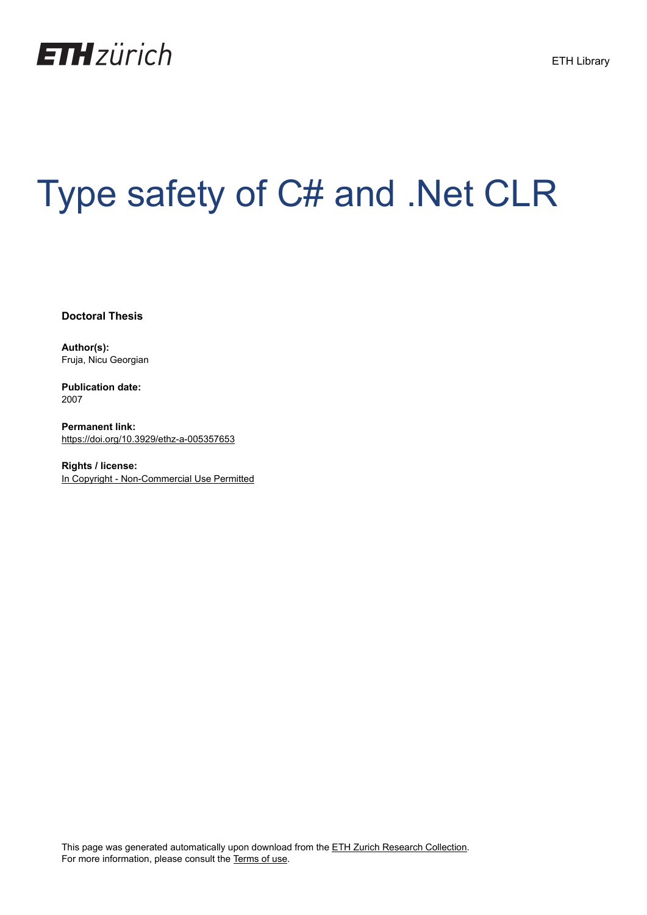ETH zürich

ETH Library

# Type safety of C# and .Net CLR

**Doctoral Thesis**

**Author(s):**
Fruja, Nicu Georgian

**Publication date:**
2007

**Permanent link:**
https://doi.org/10.3929/ethz-a-005357653

**Rights / license:**
In Copyright - Non-Commercial Use Permitted

This page was generated automatically upon download from the ETH Zurich Research Collection.
For more information, please consult the Terms of use.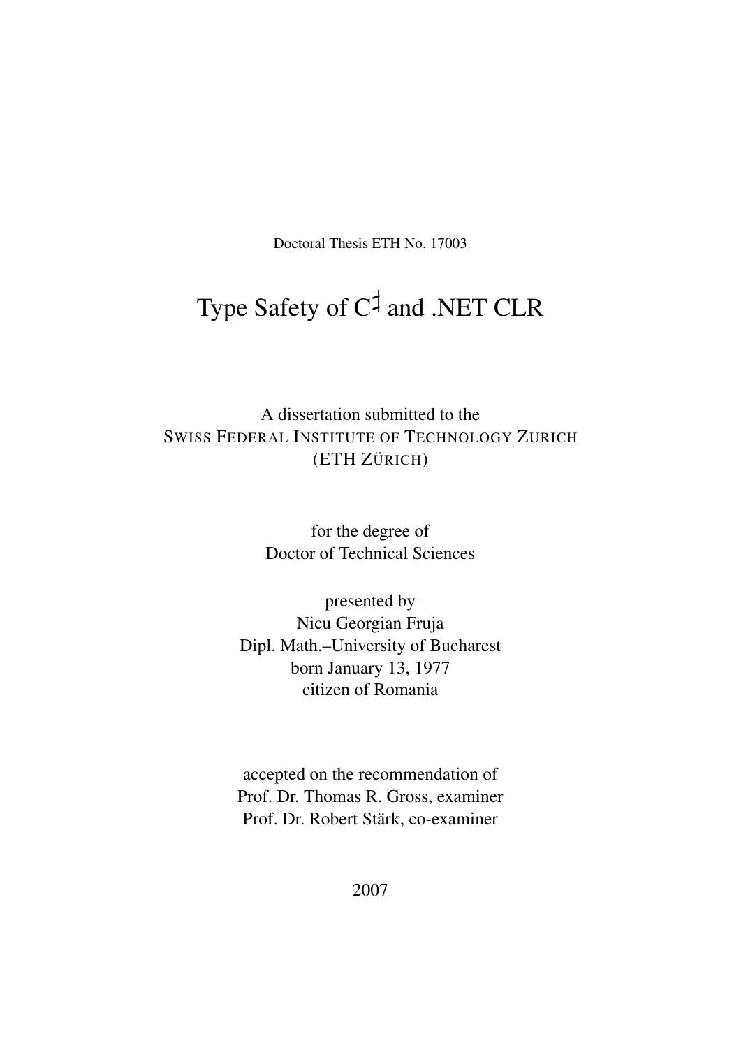Doctoral Thesis ETH No. 17003

# Type Safety of C$^\sharp$ and .NET CLR

A dissertation submitted to the
SWISS FEDERAL INSTITUTE OF TECHNOLOGY ZURICH
(ETH ZÜRICH)

for the degree of
Doctor of Technical Sciences

presented by
Nicu Georgian Fruja
Dipl. Math.–University of Bucharest
born January 13, 1977
citizen of Romania

accepted on the recommendation of
Prof. Dr. Thomas R. Gross, examiner
Prof. Dr. Robert Stärk, co-examiner

2007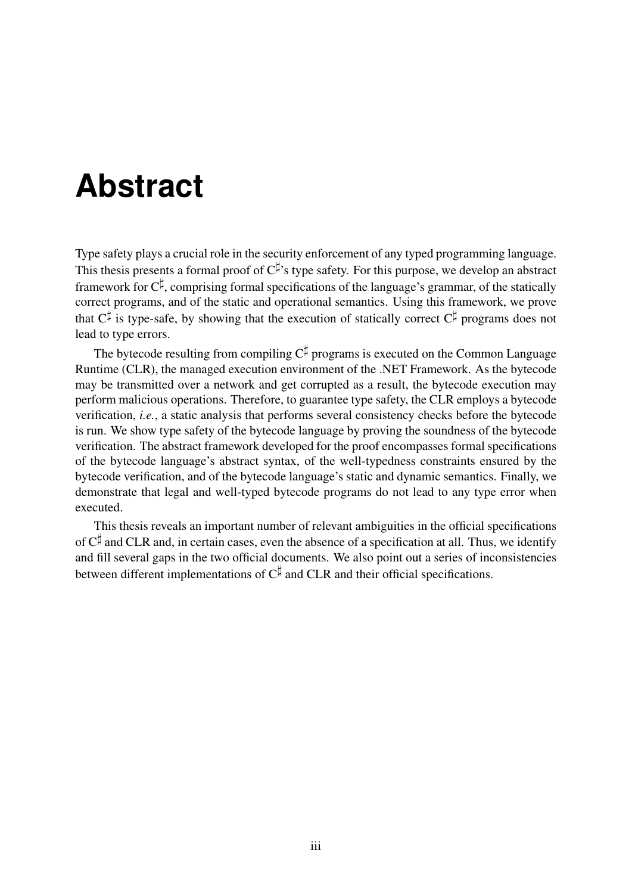# Abstract

Type safety plays a crucial role in the security enforcement of any typed programming language. This thesis presents a formal proof of C$^\sharp$'s type safety. For this purpose, we develop an abstract framework for C$^\sharp$, comprising formal specifications of the language's grammar, of the statically correct programs, and of the static and operational semantics. Using this framework, we prove that C$^\sharp$ is type-safe, by showing that the execution of statically correct C$^\sharp$ programs does not lead to type errors.

The bytecode resulting from compiling C$^\sharp$ programs is executed on the Common Language Runtime (CLR), the managed execution environment of the .NET Framework. As the bytecode may be transmitted over a network and get corrupted as a result, the bytecode execution may perform malicious operations. Therefore, to guarantee type safety, the CLR employs a bytecode verification, *i.e.*, a static analysis that performs several consistency checks before the bytecode is run. We show type safety of the bytecode language by proving the soundness of the bytecode verification. The abstract framework developed for the proof encompasses formal specifications of the bytecode language's abstract syntax, of the well-typedness constraints ensured by the bytecode verification, and of the bytecode language's static and dynamic semantics. Finally, we demonstrate that legal and well-typed bytecode programs do not lead to any type error when executed.

This thesis reveals an important number of relevant ambiguities in the official specifications of C$^\sharp$ and CLR and, in certain cases, even the absence of a specification at all. Thus, we identify and fill several gaps in the two official documents. We also point out a series of inconsistencies between different implementations of C$^\sharp$ and CLR and their official specifications.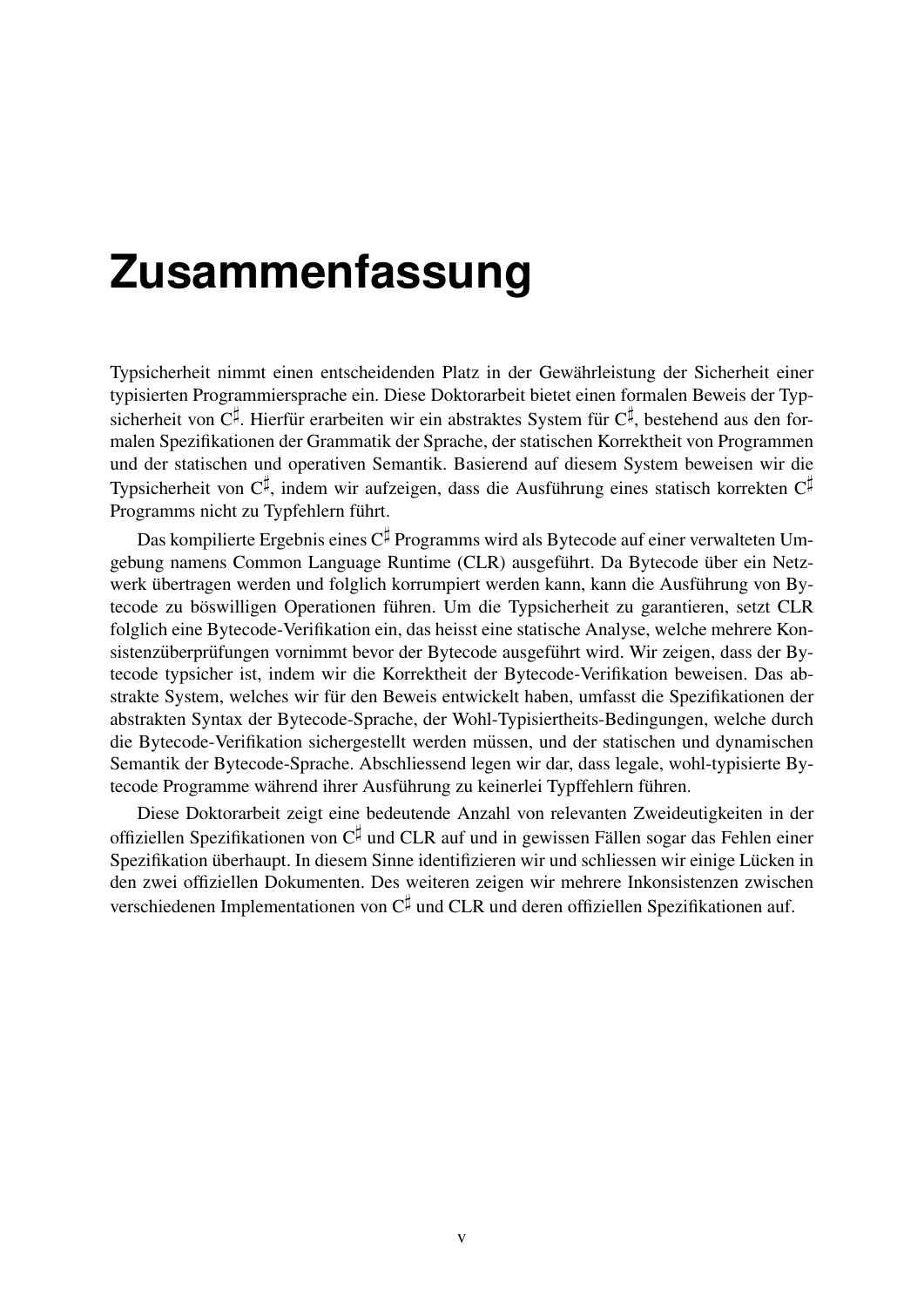# Zusammenfassung

Typsicherheit nimmt einen entscheidenden Platz in der Gewährleistung der Sicherheit einer typisierten Programmiersprache ein. Diese Doktorarbeit bietet einen formalen Beweis der Typsicherheit von $C^\sharp$. Hierfür erarbeiten wir ein abstraktes System für $C^\sharp$, bestehend aus den formalen Spezifikationen der Grammatik der Sprache, der statischen Korrektheit von Programmen und der statischen und operativen Semantik. Basierend auf diesem System beweisen wir die Typsicherheit von $C^\sharp$, indem wir aufzeigen, dass die Ausführung eines statisch korrekten $C^\sharp$ Programms nicht zu Typfehlern führt.

Das kompilierte Ergebnis eines $C^\sharp$ Programms wird als Bytecode auf einer verwalteten Umgebung namens Common Language Runtime (CLR) ausgeführt. Da Bytecode über ein Netzwerk übertragen werden und folglich korrumpiert werden kann, kann die Ausführung von Bytecode zu böswilligen Operationen führen. Um die Typsicherheit zu garantieren, setzt CLR folglich eine Bytecode-Verifikation ein, das heisst eine statische Analyse, welche mehrere Konsistenzüberprüfungen vornimmt bevor der Bytecode ausgeführt wird. Wir zeigen, dass der Bytecode typsicher ist, indem wir die Korrektheit der Bytecode-Verifikation beweisen. Das abstrakte System, welches wir für den Beweis entwickelt haben, umfasst die Spezifikationen der abstrakten Syntax der Bytecode-Sprache, der Wohl-Typisiertheits-Bedingungen, welche durch die Bytecode-Verifikation sichergestellt werden müssen, und der statischen und dynamischen Semantik der Bytecode-Sprache. Abschliessend legen wir dar, dass legale, wohl-typisierte Bytecode Programme während ihrer Ausführung zu keinerlei Typffehlern führen.

Diese Doktorarbeit zeigt eine bedeutende Anzahl von relevanten Zweideutigkeiten in der offiziellen Spezifikationen von $C^\sharp$ und CLR auf und in gewissen Fällen sogar das Fehlen einer Spezifikation überhaupt. In diesem Sinne identifizieren wir und schliessen wir einige Lücken in den zwei offiziellen Dokumenten. Des weiteren zeigen wir mehrere Inkonsistenzen zwischen verschiedenen Implementationen von $C^\sharp$ und CLR und deren offiziellen Spezifikationen auf.